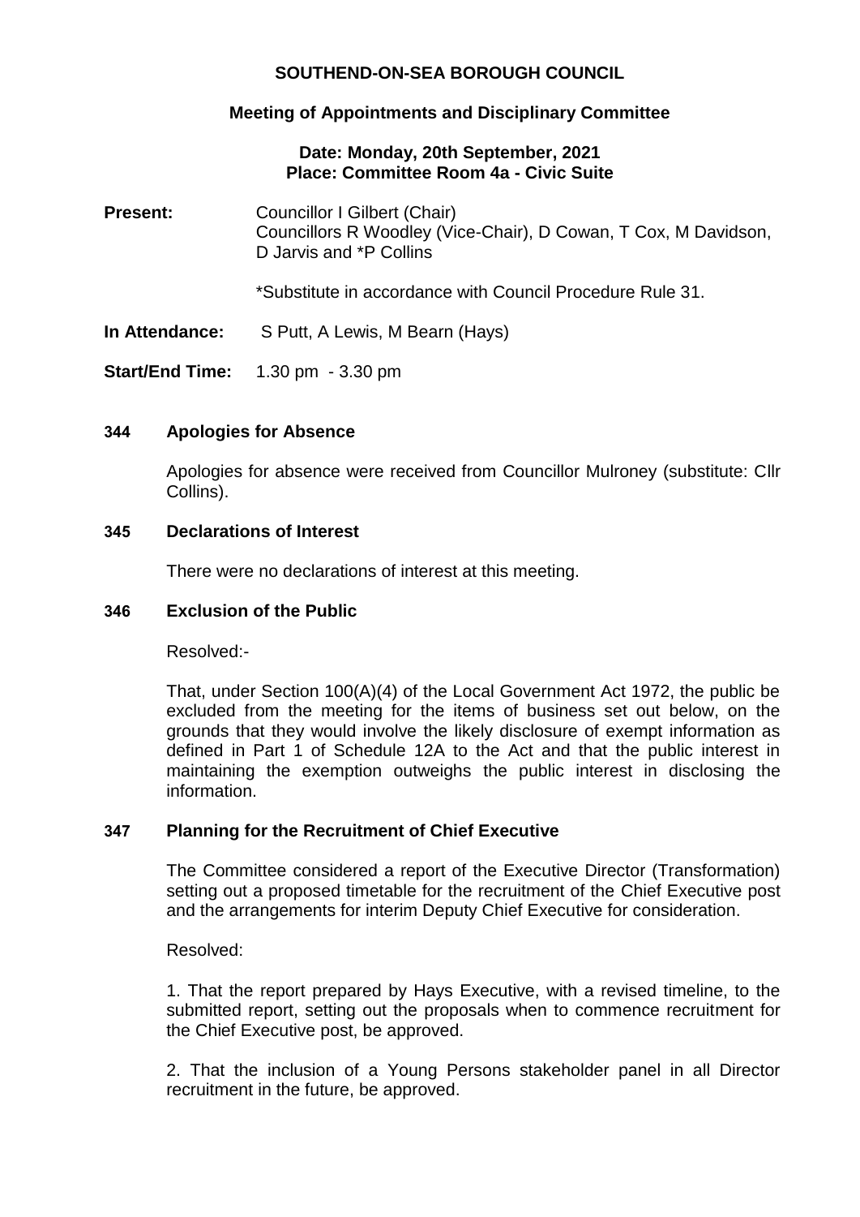# SOUTHEND-ON-SEA BOROUGH COUNCIL

## Meeting of Appointments and Disciplinary Committee

**Date: Monday, 20th September, 2021**
**Place: Committee Room 4a - Civic Suite**

**Present:** Councillor I Gilbert (Chair)
Councillors R Woodley (Vice-Chair), D Cowan, T Cox, M Davidson, D Jarvis and *P Collins

*Substitute in accordance with Council Procedure Rule 31.

**In Attendance:** S Putt, A Lewis, M Bearn (Hays)

**Start/End Time:** 1.30 pm - 3.30 pm

### 344 Apologies for Absence

Apologies for absence were received from Councillor Mulroney (substitute: Cllr Collins).

### 345 Declarations of Interest

There were no declarations of interest at this meeting.

### 346 Exclusion of the Public

Resolved:-

That, under Section 100(A)(4) of the Local Government Act 1972, the public be excluded from the meeting for the items of business set out below, on the grounds that they would involve the likely disclosure of exempt information as defined in Part 1 of Schedule 12A to the Act and that the public interest in maintaining the exemption outweighs the public interest in disclosing the information.

### 347 Planning for the Recruitment of Chief Executive

The Committee considered a report of the Executive Director (Transformation) setting out a proposed timetable for the recruitment of the Chief Executive post and the arrangements for interim Deputy Chief Executive for consideration.

Resolved:

1. That the report prepared by Hays Executive, with a revised timeline, to the submitted report, setting out the proposals when to commence recruitment for the Chief Executive post, be approved.

2. That the inclusion of a Young Persons stakeholder panel in all Director recruitment in the future, be approved.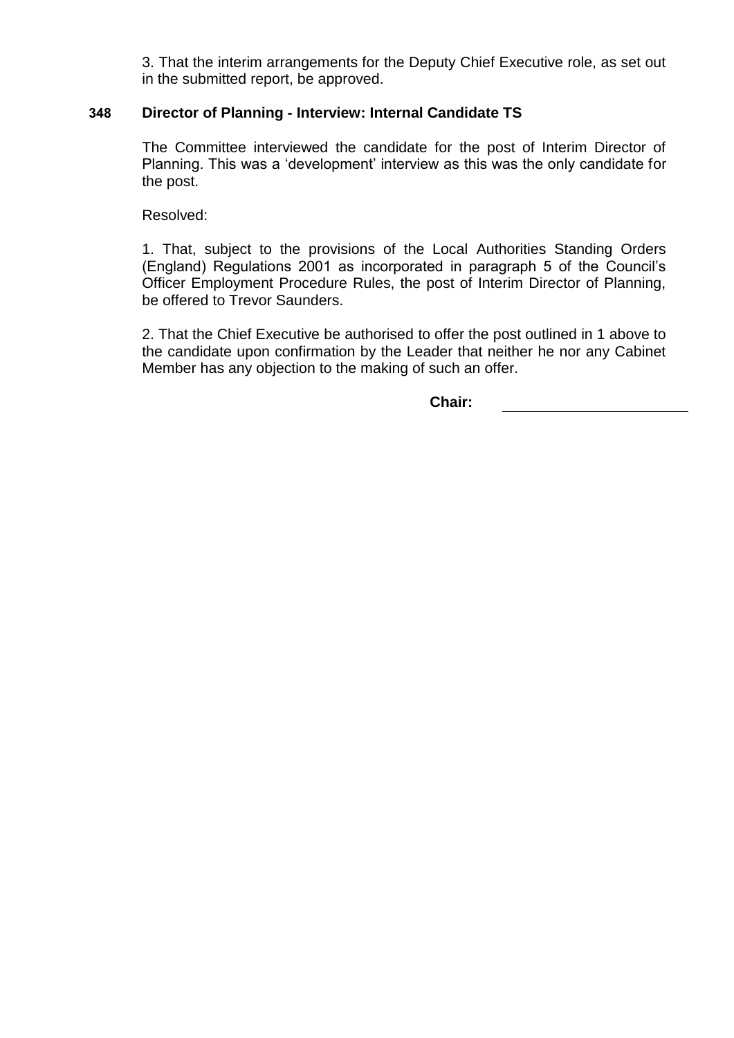3. That the interim arrangements for the Deputy Chief Executive role, as set out in the submitted report, be approved.

### 348 Director of Planning - Interview: Internal Candidate TS

The Committee interviewed the candidate for the post of Interim Director of Planning. This was a 'development' interview as this was the only candidate for the post.

Resolved:

1. That, subject to the provisions of the Local Authorities Standing Orders (England) Regulations 2001 as incorporated in paragraph 5 of the Council's Officer Employment Procedure Rules, the post of Interim Director of Planning, be offered to Trevor Saunders.

2. That the Chief Executive be authorised to offer the post outlined in 1 above to the candidate upon confirmation by the Leader that neither he nor any Cabinet Member has any objection to the making of such an offer.

**Chair:** ________________________